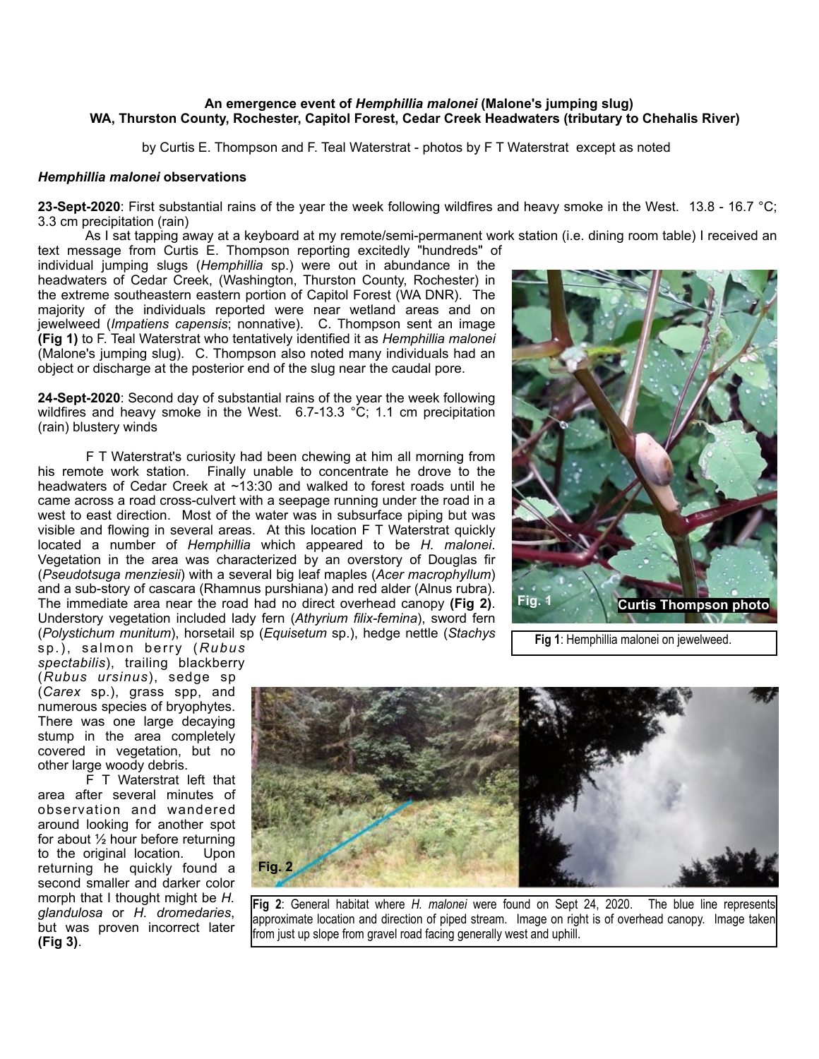**An emergence event of *Hemphillia malonei* (Malone's jumping slug)**
**WA, Thurston County, Rochester, Capitol Forest, Cedar Creek Headwaters (tributary to Chehalis River)**

by Curtis E. Thompson and F. Teal Waterstrat - photos by F T Waterstrat except as noted

### *Hemphillia malonei* observations

**23-Sept-2020**: First substantial rains of the year the week following wildfires and heavy smoke in the West. 13.8 - 16.7 °C; 3.3 cm precipitation (rain)

As I sat tapping away at a keyboard at my remote/semi-permanent work station (i.e. dining room table) I received an text message from Curtis E. Thompson reporting excitedly "hundreds" of individual jumping slugs (*Hemphillia* sp.) were out in abundance in the headwaters of Cedar Creek, (Washington, Thurston County, Rochester) in the extreme southeastern eastern portion of Capitol Forest (WA DNR). The majority of the individuals reported were near wetland areas and on jewelweed (*Impatiens capensis*; nonnative). C. Thompson sent an image **(Fig 1)** to F. Teal Waterstrat who tentatively identified it as *Hemphillia malonei* (Malone's jumping slug). C. Thompson also noted many individuals had an object or discharge at the posterior end of the slug near the caudal pore.

**24-Sept-2020**: Second day of substantial rains of the year the week following wildfires and heavy smoke in the West. 6.7-13.3 °C; 1.1 cm precipitation (rain) blustery winds

F T Waterstrat's curiosity had been chewing at him all morning from his remote work station. Finally unable to concentrate he drove to the headwaters of Cedar Creek at ~13:30 and walked to forest roads until he came across a road cross-culvert with a seepage running under the road in a west to east direction. Most of the water was in subsurface piping but was visible and flowing in several areas. At this location F T Waterstrat quickly located a number of *Hemphillia* which appeared to be *H. malonei*. Vegetation in the area was characterized by an overstory of Douglas fir (*Pseudotsuga menziesii*) with a several big leaf maples (*Acer macrophyllum*) and a sub-story of cascara (Rhamnus purshiana) and red alder (Alnus rubra). The immediate area near the road had no direct overhead canopy **(Fig 2)**. Understory vegetation included lady fern (*Athyrium filix-femina*), sword fern (*Polystichum munitum*), horsetail sp (*Equisetum* sp.), hedge nettle (*Stachys* sp.), salmon berry (*Rubus spectabilis*), trailing blackberry (*Rubus ursinus*), sedge sp (*Carex* sp.), grass spp, and numerous species of bryophytes. There was one large decaying stump in the area completely covered in vegetation, but no other large woody debris.

Fig. 1 Curtis Thompson photo

**Fig 1**: Hemphillia malonei on jewelweed.

F T Waterstrat left that area after several minutes of observation and wandered around looking for another spot for about ½ hour before returning to the original location. Upon returning he quickly found a second smaller and darker color morph that I thought might be *H. glandulosa* or *H. dromedaries*, but was proven incorrect later **(Fig 3)**.

Fig. 2

**Fig 2**: General habitat where *H. malonei* were found on Sept 24, 2020. The blue line represents approximate location and direction of piped stream. Image on right is of overhead canopy. Image taken from just up slope from gravel road facing generally west and uphill.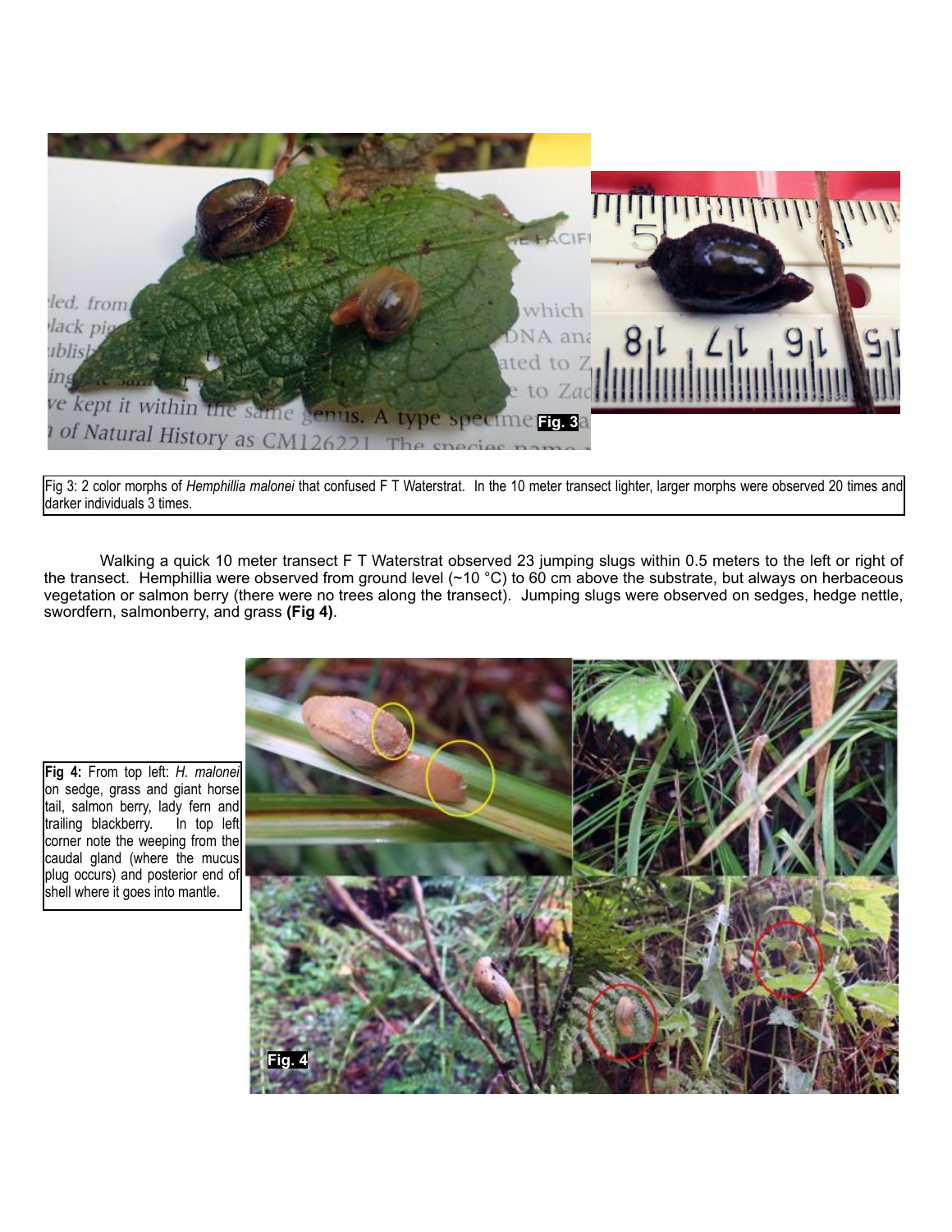Fig 3: 2 color morphs of *Hemphillia malonei* that confused F T Waterstrat. In the 10 meter transect lighter, larger morphs were observed 20 times and darker individuals 3 times.

Walking a quick 10 meter transect F T Waterstrat observed 23 jumping slugs within 0.5 meters to the left or right of the transect. Hemphillia were observed from ground level (~10 °C) to 60 cm above the substrate, but always on herbaceous vegetation or salmon berry (there were no trees along the transect). Jumping slugs were observed on sedges, hedge nettle, swordfern, salmonberry, and grass **(Fig 4)**.

**Fig 4:** From top left: *H. malonei* on sedge, grass and giant horse tail, salmon berry, lady fern and trailing blackberry. In top left corner note the weeping from the caudal gland (where the mucus plug occurs) and posterior end of shell where it goes into mantle.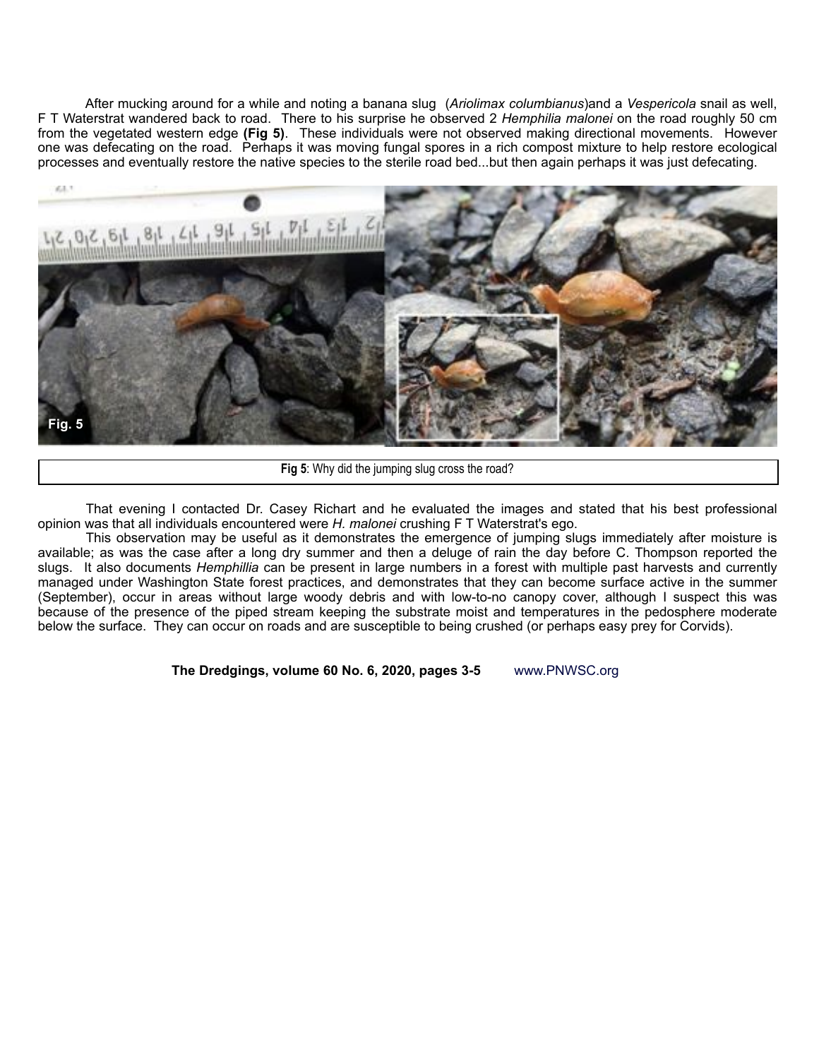After mucking around for a while and noting a banana slug (*Ariolimax columbianus*)and a *Vespericola* snail as well, F T Waterstrat wandered back to road. There to his surprise he observed 2 *Hemphilia malonei* on the road roughly 50 cm from the vegetated western edge **(Fig 5)**. These individuals were not observed making directional movements. However one was defecating on the road. Perhaps it was moving fungal spores in a rich compost mixture to help restore ecological processes and eventually restore the native species to the sterile road bed...but then again perhaps it was just defecating.

**Fig 5**: Why did the jumping slug cross the road?

That evening I contacted Dr. Casey Richart and he evaluated the images and stated that his best professional opinion was that all individuals encountered were *H. malonei* crushing F T Waterstrat's ego.

This observation may be useful as it demonstrates the emergence of jumping slugs immediately after moisture is available; as was the case after a long dry summer and then a deluge of rain the day before C. Thompson reported the slugs. It also documents *Hemphillia* can be present in large numbers in a forest with multiple past harvests and currently managed under Washington State forest practices, and demonstrates that they can become surface active in the summer (September), occur in areas without large woody debris and with low-to-no canopy cover, although I suspect this was because of the presence of the piped stream keeping the substrate moist and temperatures in the pedosphere moderate below the surface. They can occur on roads and are susceptible to being crushed (or perhaps easy prey for Corvids).

**The Dredgings, volume 60 No. 6, 2020, pages 3-5** www.PNWSC.org